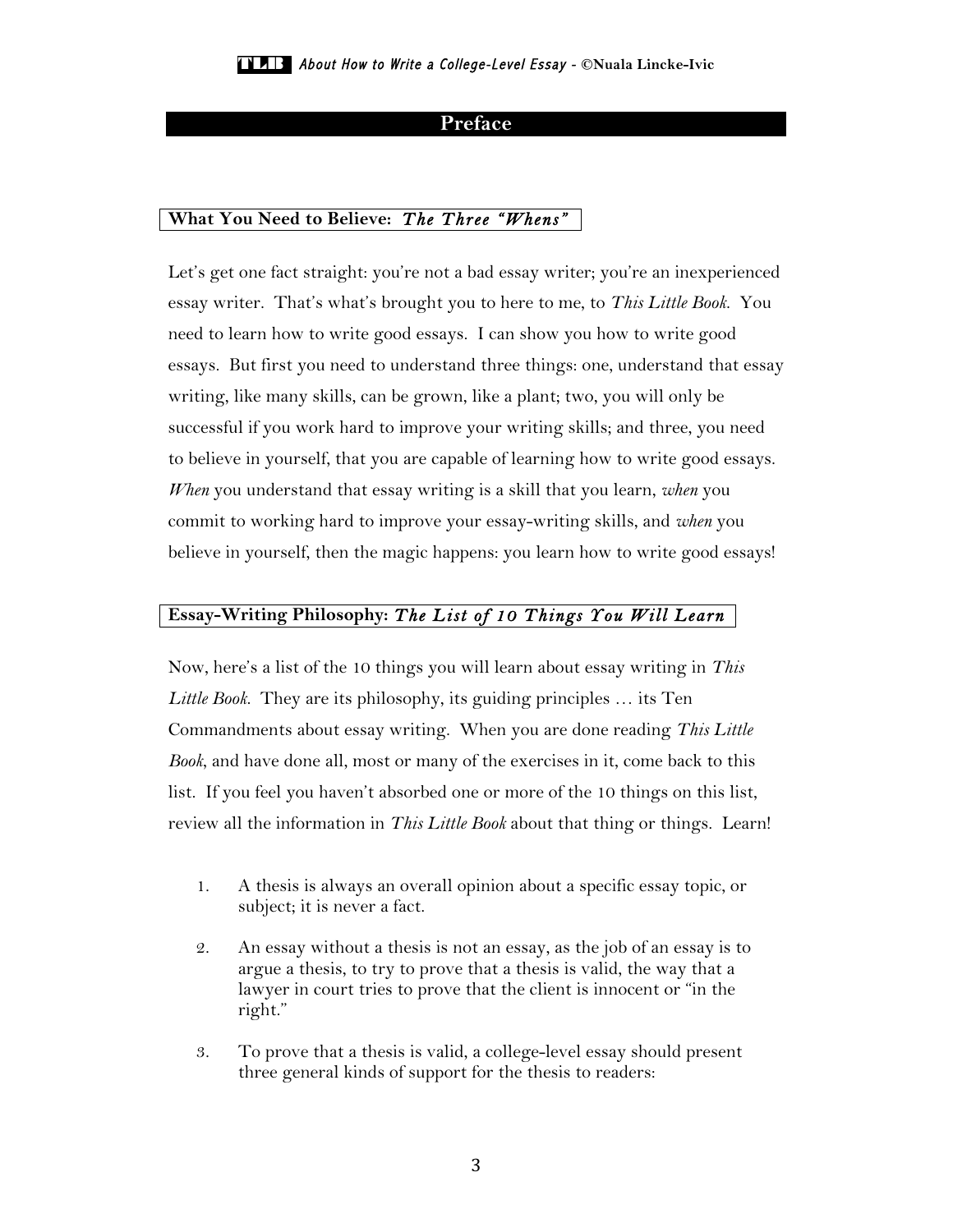## Preface

### What You Need to Believe: *The Three "Whens"*

Let's get one fact straight: you're not a bad essay writer; you're an inexperienced essay writer. That's what's brought you to here to me, to *This Little Book*. You need to learn how to write good essays. I can show you how to write good essays. But first you need to understand three things: one, understand that essay writing, like many skills, can be grown, like a plant; two, you will only be successful if you work hard to improve your writing skills; and three, you need to believe in yourself, that you are capable of learning how to write good essays. *When* you understand that essay writing is a skill that you learn, *when* you commit to working hard to improve your essay-writing skills, and *when* you believe in yourself, then the magic happens: you learn how to write good essays!

### Essay-Writing Philosophy: *The List of 10 Things You Will Learn*

Now, here's a list of the 10 things you will learn about essay writing in *This Little Book*. They are its philosophy, its guiding principles … its Ten Commandments about essay writing. When you are done reading *This Little Book*, and have done all, most or many of the exercises in it, come back to this list. If you feel you haven't absorbed one or more of the 10 things on this list, review all the information in *This Little Book* about that thing or things. Learn!

1. A thesis is always an overall opinion about a specific essay topic, or subject; it is never a fact.
2. An essay without a thesis is not an essay, as the job of an essay is to argue a thesis, to try to prove that a thesis is valid, the way that a lawyer in court tries to prove that the client is innocent or "in the right."
3. To prove that a thesis is valid, a college-level essay should present three general kinds of support for the thesis to readers: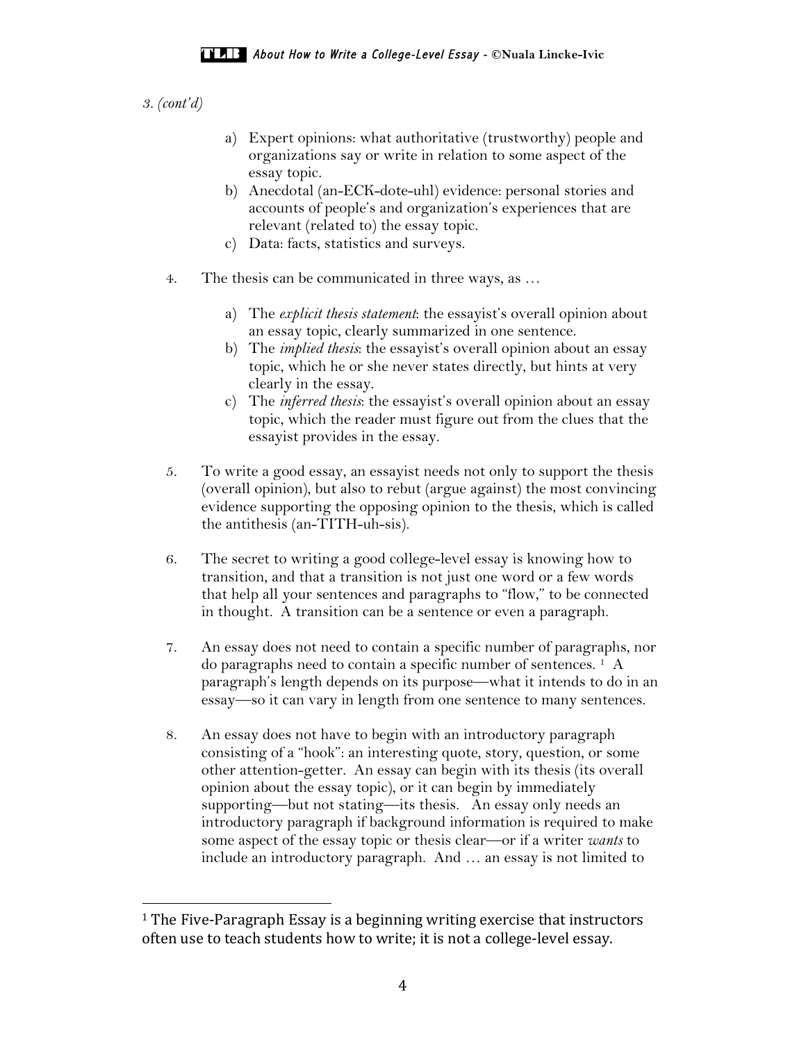*3. (cont'd)*

a) Expert opinions: what authoritative (trustworthy) people and organizations say or write in relation to some aspect of the essay topic.
b) Anecdotal (an-ECK-dote-uhl) evidence: personal stories and accounts of people's and organization's experiences that are relevant (related to) the essay topic.
c) Data: facts, statistics and surveys.

4. The thesis can be communicated in three ways, as …

   a) The *explicit thesis statement*: the essayist's overall opinion about an essay topic, clearly summarized in one sentence.
   b) The *implied thesis*: the essayist's overall opinion about an essay topic, which he or she never states directly, but hints at very clearly in the essay.
   c) The *inferred thesis*: the essayist's overall opinion about an essay topic, which the reader must figure out from the clues that the essayist provides in the essay.

5. To write a good essay, an essayist needs not only to support the thesis (overall opinion), but also to rebut (argue against) the most convincing evidence supporting the opposing opinion to the thesis, which is called the antithesis (an-TITH-uh-sis).

6. The secret to writing a good college-level essay is knowing how to transition, and that a transition is not just one word or a few words that help all your sentences and paragraphs to "flow," to be connected in thought. A transition can be a sentence or even a paragraph.

7. An essay does not need to contain a specific number of paragraphs, nor do paragraphs need to contain a specific number of sentences. [1] A paragraph's length depends on its purpose—what it intends to do in an essay—so it can vary in length from one sentence to many sentences.

8. An essay does not have to begin with an introductory paragraph consisting of a "hook": an interesting quote, story, question, or some other attention-getter. An essay can begin with its thesis (its overall opinion about the essay topic), or it can begin by immediately supporting—but not stating—its thesis. An essay only needs an introductory paragraph if background information is required to make some aspect of the essay topic or thesis clear—or if a writer *wants* to include an introductory paragraph. And … an essay is not limited to

---

[1] The Five-Paragraph Essay is a beginning writing exercise that instructors often use to teach students how to write; it is not a college-level essay.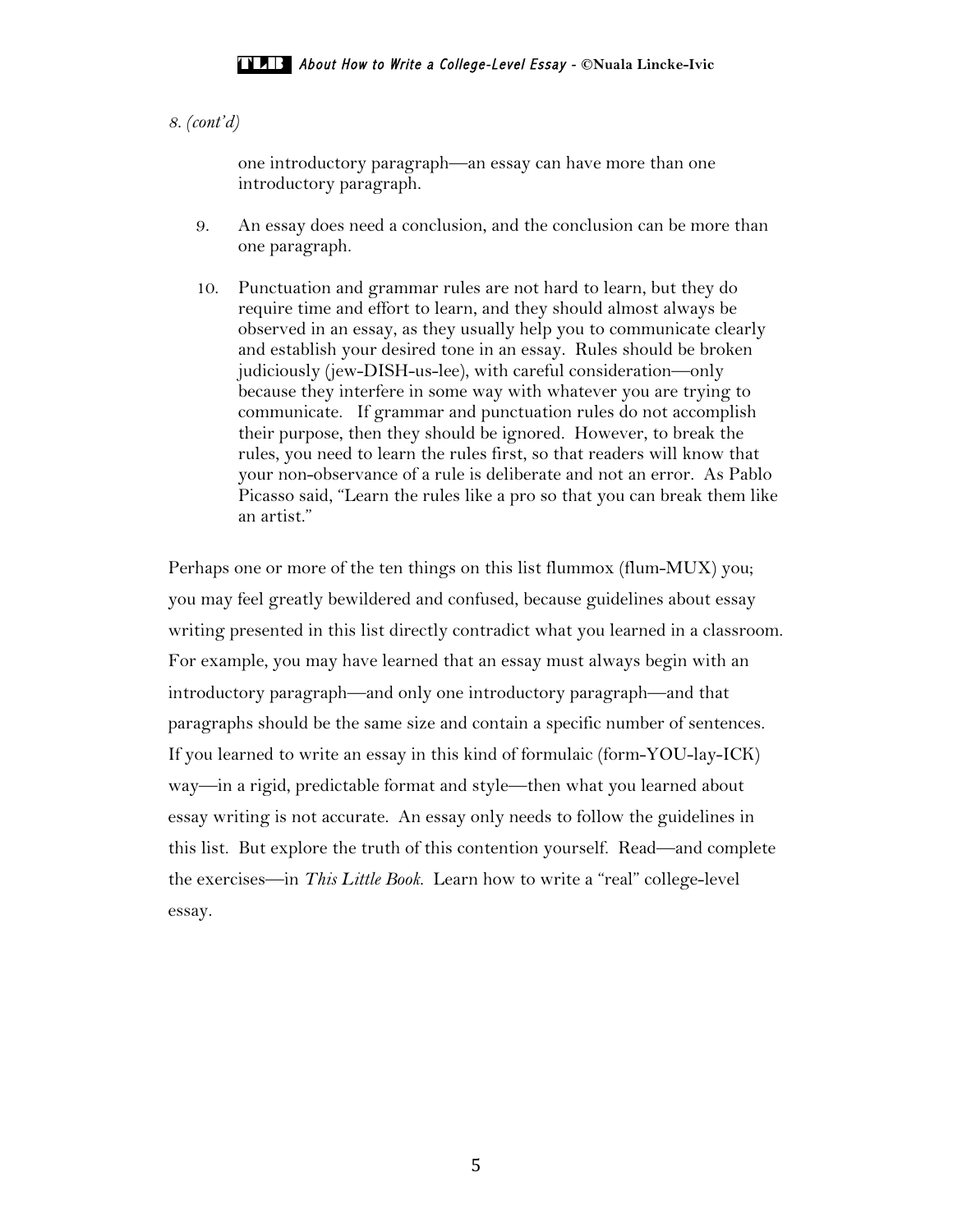*8. (cont'd)*

one introductory paragraph—an essay can have more than one introductory paragraph.

9. An essay does need a conclusion, and the conclusion can be more than one paragraph.

10. Punctuation and grammar rules are not hard to learn, but they do require time and effort to learn, and they should almost always be observed in an essay, as they usually help you to communicate clearly and establish your desired tone in an essay. Rules should be broken judiciously (jew-DISH-us-lee), with careful consideration—only because they interfere in some way with whatever you are trying to communicate. If grammar and punctuation rules do not accomplish their purpose, then they should be ignored. However, to break the rules, you need to learn the rules first, so that readers will know that your non-observance of a rule is deliberate and not an error. As Pablo Picasso said, "Learn the rules like a pro so that you can break them like an artist."

Perhaps one or more of the ten things on this list flummox (flum-MUX) you; you may feel greatly bewildered and confused, because guidelines about essay writing presented in this list directly contradict what you learned in a classroom. For example, you may have learned that an essay must always begin with an introductory paragraph—and only one introductory paragraph—and that paragraphs should be the same size and contain a specific number of sentences. If you learned to write an essay in this kind of formulaic (form-YOU-lay-ICK) way—in a rigid, predictable format and style—then what you learned about essay writing is not accurate. An essay only needs to follow the guidelines in this list. But explore the truth of this contention yourself. Read—and complete the exercises—in *This Little Book.* Learn how to write a "real" college-level essay.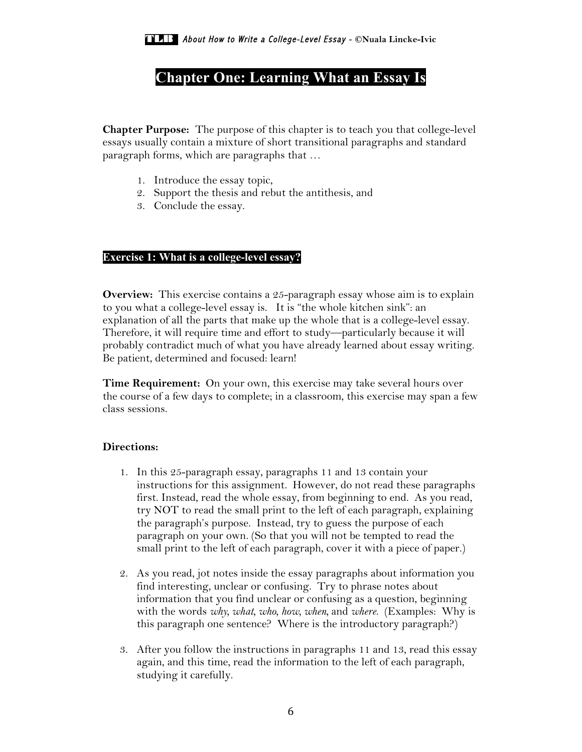# Chapter One: Learning What an Essay Is

**Chapter Purpose:** The purpose of this chapter is to teach you that college-level essays usually contain a mixture of short transitional paragraphs and standard paragraph forms, which are paragraphs that …

1. Introduce the essay topic,
2. Support the thesis and rebut the antithesis, and
3. Conclude the essay.

## Exercise 1: What is a college-level essay?

**Overview:** This exercise contains a 25-paragraph essay whose aim is to explain to you what a college-level essay is. It is "the whole kitchen sink": an explanation of all the parts that make up the whole that is a college-level essay. Therefore, it will require time and effort to study—particularly because it will probably contradict much of what you have already learned about essay writing. Be patient, determined and focused: learn!

**Time Requirement:** On your own, this exercise may take several hours over the course of a few days to complete; in a classroom, this exercise may span a few class sessions.

**Directions:**

1. In this 25-paragraph essay, paragraphs 11 and 13 contain your instructions for this assignment. However, do not read these paragraphs first. Instead, read the whole essay, from beginning to end. As you read, try NOT to read the small print to the left of each paragraph, explaining the paragraph's purpose. Instead, try to guess the purpose of each paragraph on your own. (So that you will not be tempted to read the small print to the left of each paragraph, cover it with a piece of paper.)

2. As you read, jot notes inside the essay paragraphs about information you find interesting, unclear or confusing. Try to phrase notes about information that you find unclear or confusing as a question, beginning with the words *why*, *what*, *who*, *how*, *when*, and *where.* (Examples: Why is this paragraph one sentence? Where is the introductory paragraph?)

3. After you follow the instructions in paragraphs 11 and 13, read this essay again, and this time, read the information to the left of each paragraph, studying it carefully.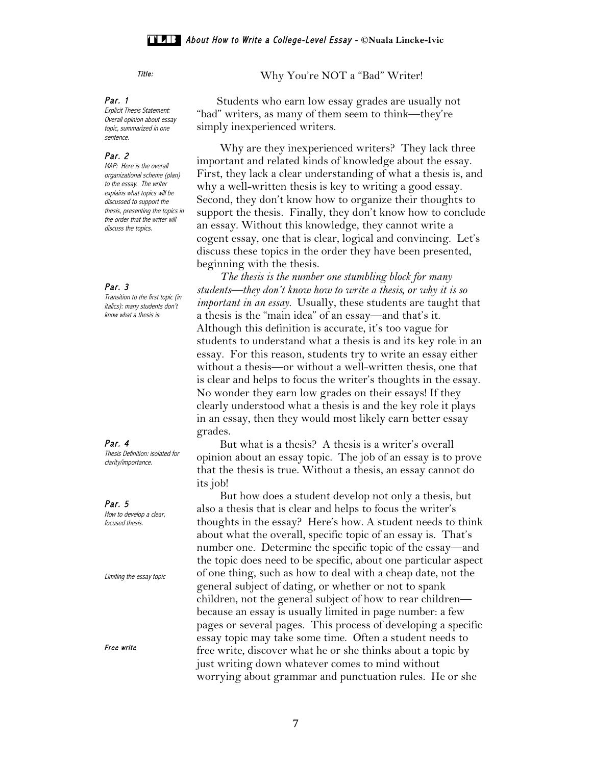*Title:*

# Why You're NOT a "Bad" Writer!

***Par. 1***
*Explicit Thesis Statement: Overall opinion about essay topic, summarized in one sentence.*

Students who earn low essay grades are usually not "bad" writers, as many of them seem to think—they're simply inexperienced writers.

***Par. 2***
*MAP: Here is the overall organizational scheme (plan) to the essay. The writer explains what topics will be discussed to support the thesis, presenting the topics in the order that the writer will discuss the topics.*

Why are they inexperienced writers? They lack three important and related kinds of knowledge about the essay. First, they lack a clear understanding of what a thesis is, and why a well-written thesis is key to writing a good essay. Second, they don't know how to organize their thoughts to support the thesis. Finally, they don't know how to conclude an essay. Without this knowledge, they cannot write a cogent essay, one that is clear, logical and convincing. Let's discuss these topics in the order they have been presented, beginning with the thesis.

***Par. 3***
*Transition to the first topic (in italics): many students don't know what a thesis is.*

*The thesis is the number one stumbling block for many students—they don't know how to write a thesis, or why it is so important in an essay.* Usually, these students are taught that a thesis is the "main idea" of an essay—and that's it. Although this definition is accurate, it's too vague for students to understand what a thesis is and its key role in an essay. For this reason, students try to write an essay either without a thesis—or without a well-written thesis, one that is clear and helps to focus the writer's thoughts in the essay. No wonder they earn low grades on their essays! If they clearly understood what a thesis is and the key role it plays in an essay, then they would most likely earn better essay grades.

***Par. 4***
*Thesis Definition: isolated for clarity/importance.*

But what is a thesis? A thesis is a writer's overall opinion about an essay topic. The job of an essay is to prove that the thesis is true. Without a thesis, an essay cannot do its job!

***Par. 5***
*How to develop a clear, focused thesis.*

But how does a student develop not only a thesis, but also a thesis that is clear and helps to focus the writer's thoughts in the essay? Here's how. A student needs to think about what the overall, specific topic of an essay is. That's number one. Determine the specific topic of the essay—and the topic does need to be specific, about one particular aspect of one thing, such as how to deal with a cheap date, not the general subject of dating, or whether or not to spank children, not the general subject of how to rear children—because an essay is usually limited in page number: a few pages or several pages. This process of developing a specific essay topic may take some time. Often a student needs to free write, discover what he or she thinks about a topic by just writing down whatever comes to mind without worrying about grammar and punctuation rules. He or she

*Limiting the essay topic*

***Free write***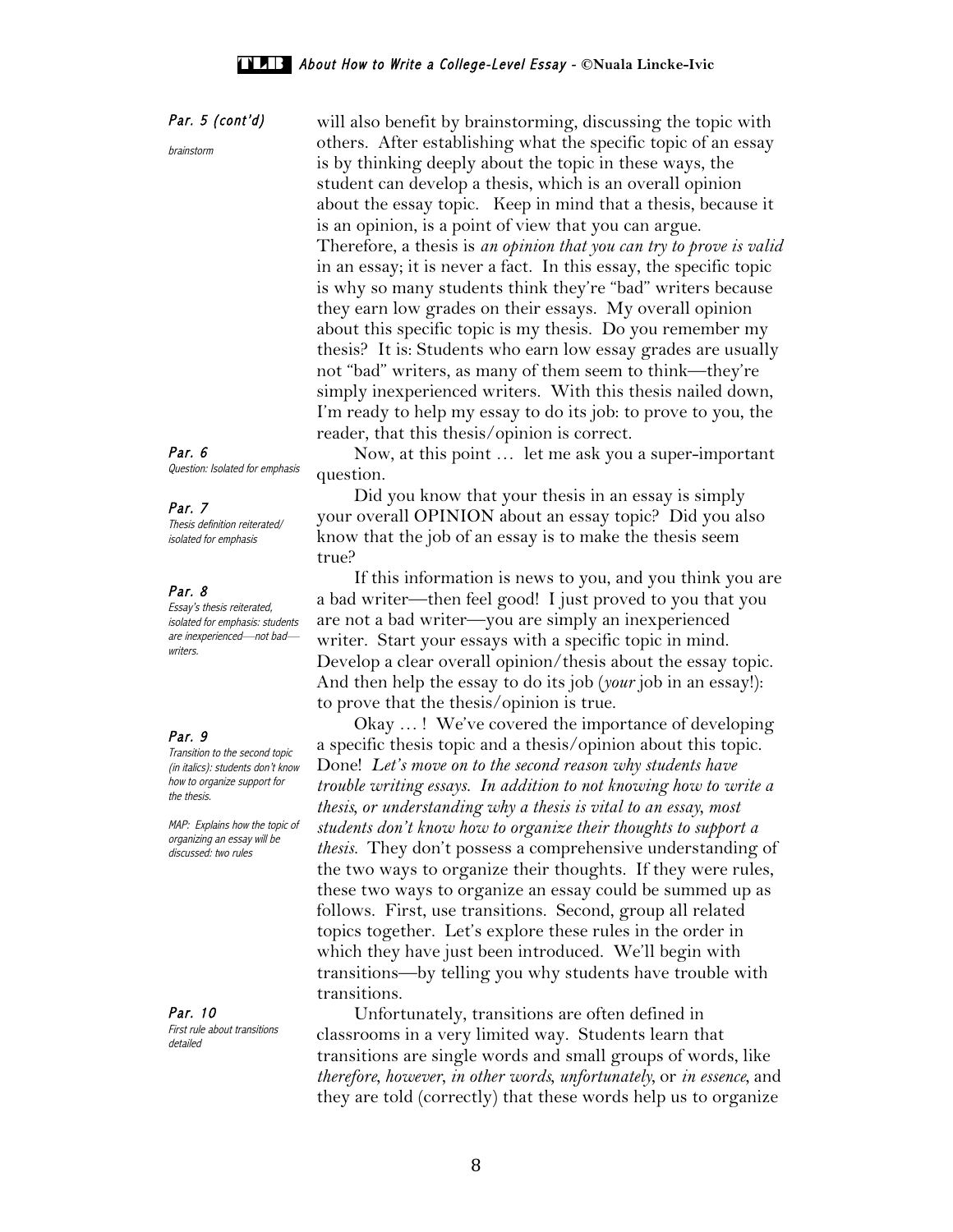*Par. 5 (cont'd)*

*brainstorm*

will also benefit by brainstorming, discussing the topic with others. After establishing what the specific topic of an essay is by thinking deeply about the topic in these ways, the student can develop a thesis, which is an overall opinion about the essay topic. Keep in mind that a thesis, because it is an opinion, is a point of view that you can argue. Therefore, a thesis is *an opinion that you can try to prove is valid* in an essay; it is never a fact. In this essay, the specific topic is why so many students think they're "bad" writers because they earn low grades on their essays. My overall opinion about this specific topic is my thesis. Do you remember my thesis? It is: Students who earn low essay grades are usually not "bad" writers, as many of them seem to think—they're simply inexperienced writers. With this thesis nailed down, I'm ready to help my essay to do its job: to prove to you, the reader, that this thesis/opinion is correct.

*Par. 6*

*Question: Isolated for emphasis*

Now, at this point … let me ask you a super-important question.

*Par. 7*

*Thesis definition reiterated/ isolated for emphasis*

Did you know that your thesis in an essay is simply your overall OPINION about an essay topic? Did you also know that the job of an essay is to make the thesis seem true?

*Par. 8*

*Essay's thesis reiterated, isolated for emphasis: students are inexperienced—not bad—writers.*

If this information is news to you, and you think you are a bad writer—then feel good! I just proved to you that you are not a bad writer—you are simply an inexperienced writer. Start your essays with a specific topic in mind. Develop a clear overall opinion/thesis about the essay topic. And then help the essay to do its job (*your* job in an essay!): to prove that the thesis/opinion is true.

*Par. 9*

*Transition to the second topic (in italics): students don't know how to organize support for the thesis.*

*MAP: Explains how the topic of organizing an essay will be discussed: two rules*

Okay … ! We've covered the importance of developing a specific thesis topic and a thesis/opinion about this topic. Done! *Let's move on to the second reason why students have trouble writing essays. In addition to not knowing how to write a thesis, or understanding why a thesis is vital to an essay, most students don't know how to organize their thoughts to support a thesis.* They don't possess a comprehensive understanding of the two ways to organize their thoughts. If they were rules, these two ways to organize an essay could be summed up as follows. First, use transitions. Second, group all related topics together. Let's explore these rules in the order in which they have just been introduced. We'll begin with transitions—by telling you why students have trouble with transitions.

*Par. 10*

*First rule about transitions detailed*

Unfortunately, transitions are often defined in classrooms in a very limited way. Students learn that transitions are single words and small groups of words, like *therefore*, *however*, *in other words*, *unfortunately*, or *in essence*, and they are told (correctly) that these words help us to organize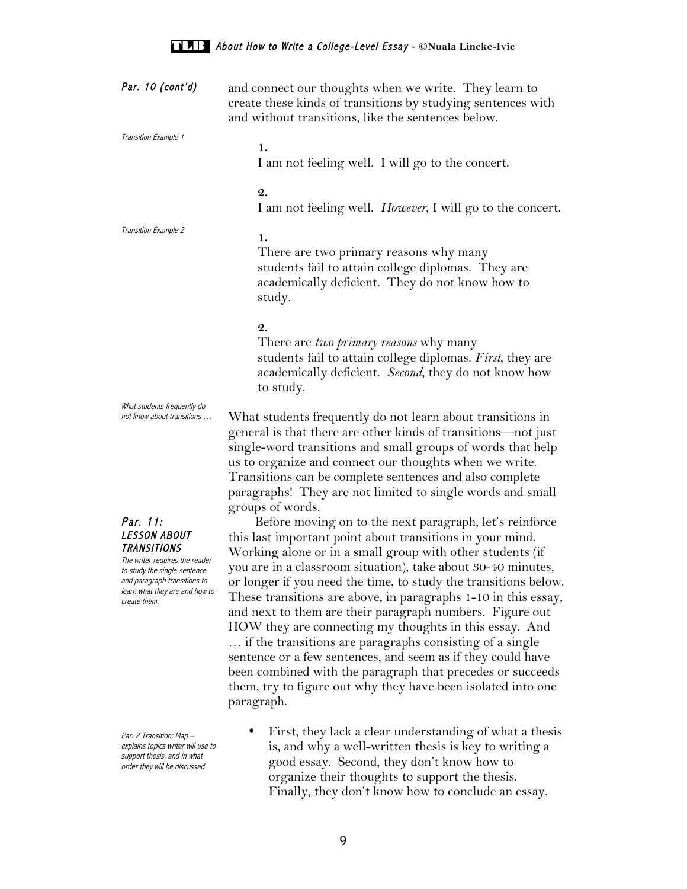*Par. 10 (cont'd)*

and connect our thoughts when we write. They learn to create these kinds of transitions by studying sentences with and without transitions, like the sentences below.

*Transition Example 1*

**1.**
I am not feeling well. I will go to the concert.

**2.**
I am not feeling well. *However*, I will go to the concert.

*Transition Example 2*

**1.**
There are two primary reasons why many students fail to attain college diplomas. They are academically deficient. They do not know how to study.

**2.**
There are *two primary reasons* why many students fail to attain college diplomas. *First*, they are academically deficient. *Second*, they do not know how to study.

*What students frequently do not know about transitions …*

What students frequently do not learn about transitions in general is that there are other kinds of transitions—not just single-word transitions and small groups of words that help us to organize and connect our thoughts when we write. Transitions can be complete sentences and also complete paragraphs! They are not limited to single words and small groups of words.

### *Par. 11: LESSON ABOUT TRANSITIONS*

*The writer requires the reader to study the single-sentence and paragraph transitions to learn what they are and how to create them.*

Before moving on to the next paragraph, let's reinforce this last important point about transitions in your mind. Working alone or in a small group with other students (if you are in a classroom situation), take about 30-40 minutes, or longer if you need the time, to study the transitions below. These transitions are above, in paragraphs 1-10 in this essay, and next to them are their paragraph numbers. Figure out HOW they are connecting my thoughts in this essay. And … if the transitions are paragraphs consisting of a single sentence or a few sentences, and seem as if they could have been combined with the paragraph that precedes or succeeds them, try to figure out why they have been isolated into one paragraph.

*Par. 2 Transition: Map – explains topics writer will use to support thesis, and in what order they will be discussed*

- First, they lack a clear understanding of what a thesis is, and why a well-written thesis is key to writing a good essay. Second, they don't know how to organize their thoughts to support the thesis. Finally, they don't know how to conclude an essay.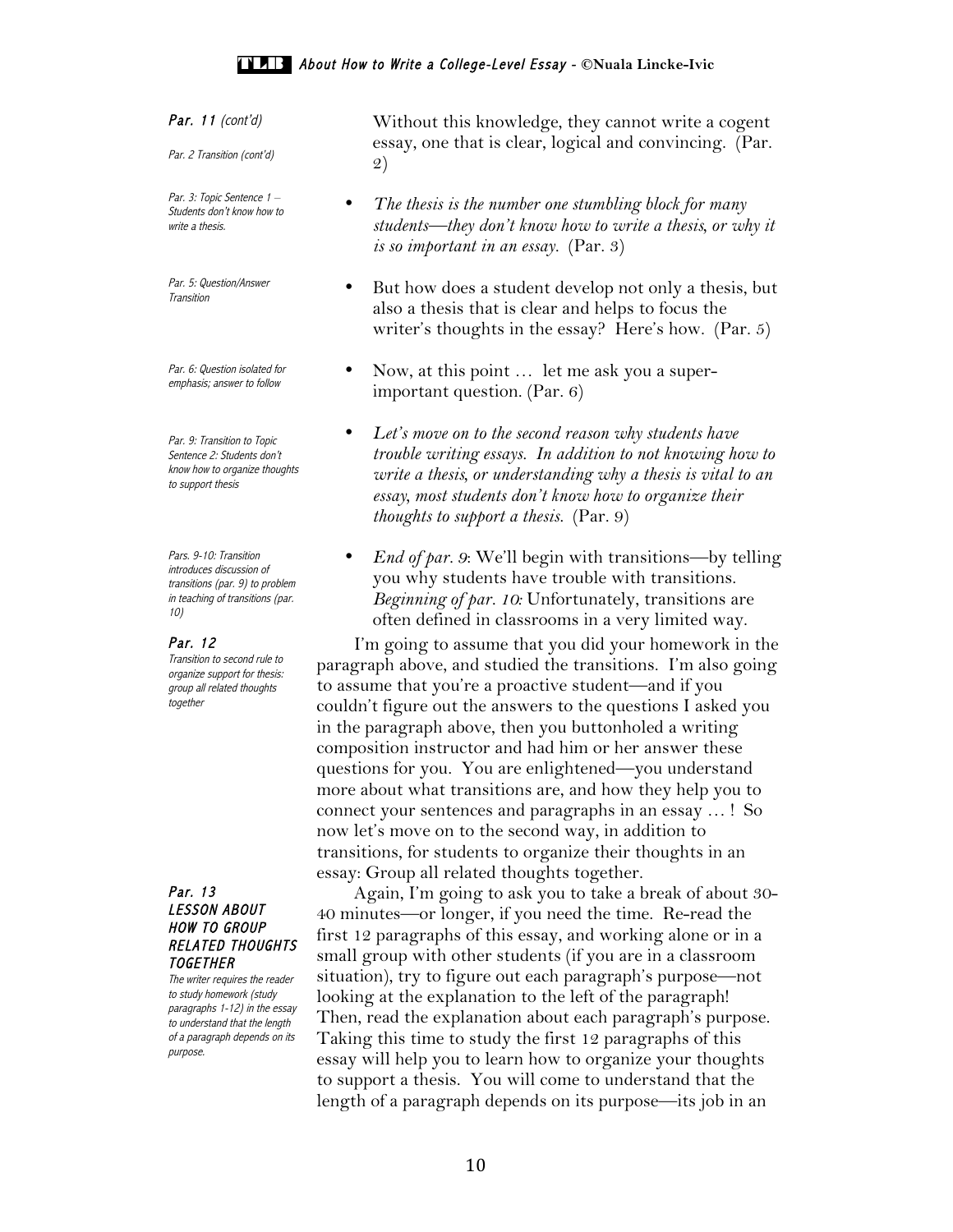*Par. 11 (cont'd)*

*Par. 2 Transition (cont'd)*

Without this knowledge, they cannot write a cogent essay, one that is clear, logical and convincing. (Par. 2)

*Par. 3: Topic Sentence 1 – Students don't know how to write a thesis.*

- *The thesis is the number one stumbling block for many students—they don't know how to write a thesis, or why it is so important in an essay.* (Par. 3)

*Par. 5: Question/Answer Transition*

- But how does a student develop not only a thesis, but also a thesis that is clear and helps to focus the writer's thoughts in the essay? Here's how. (Par. 5)

*Par. 6: Question isolated for emphasis; answer to follow*

- Now, at this point … let me ask you a super-important question. (Par. 6)

*Par. 9: Transition to Topic Sentence 2: Students don't know how to organize thoughts to support thesis*

- *Let's move on to the second reason why students have trouble writing essays. In addition to not knowing how to write a thesis, or understanding why a thesis is vital to an essay, most students don't know how to organize their thoughts to support a thesis.* (Par. 9)

*Pars. 9-10: Transition introduces discussion of transitions (par. 9) to problem in teaching of transitions (par. 10)*

- *End of par. 9*: We'll begin with transitions—by telling you why students have trouble with transitions. *Beginning of par. 10:* Unfortunately, transitions are often defined in classrooms in a very limited way.

***Par. 12***

*Transition to second rule to organize support for thesis: group all related thoughts together*

I'm going to assume that you did your homework in the paragraph above, and studied the transitions. I'm also going to assume that you're a proactive student—and if you couldn't figure out the answers to the questions I asked you in the paragraph above, then you buttonholed a writing composition instructor and had him or her answer these questions for you. You are enlightened—you understand more about what transitions are, and how they help you to connect your sentences and paragraphs in an essay … ! So now let's move on to the second way, in addition to transitions, for students to organize their thoughts in an essay: Group all related thoughts together.

***Par. 13***

***LESSON ABOUT HOW TO GROUP RELATED THOUGHTS TOGETHER***

*The writer requires the reader to study homework (study paragraphs 1-12) in the essay to understand that the length of a paragraph depends on its purpose.*

Again, I'm going to ask you to take a break of about 30-40 minutes—or longer, if you need the time. Re-read the first 12 paragraphs of this essay, and working alone or in a small group with other students (if you are in a classroom situation), try to figure out each paragraph's purpose—not looking at the explanation to the left of the paragraph! Then, read the explanation about each paragraph's purpose. Taking this time to study the first 12 paragraphs of this essay will help you to learn how to organize your thoughts to support a thesis. You will come to understand that the length of a paragraph depends on its purpose—its job in an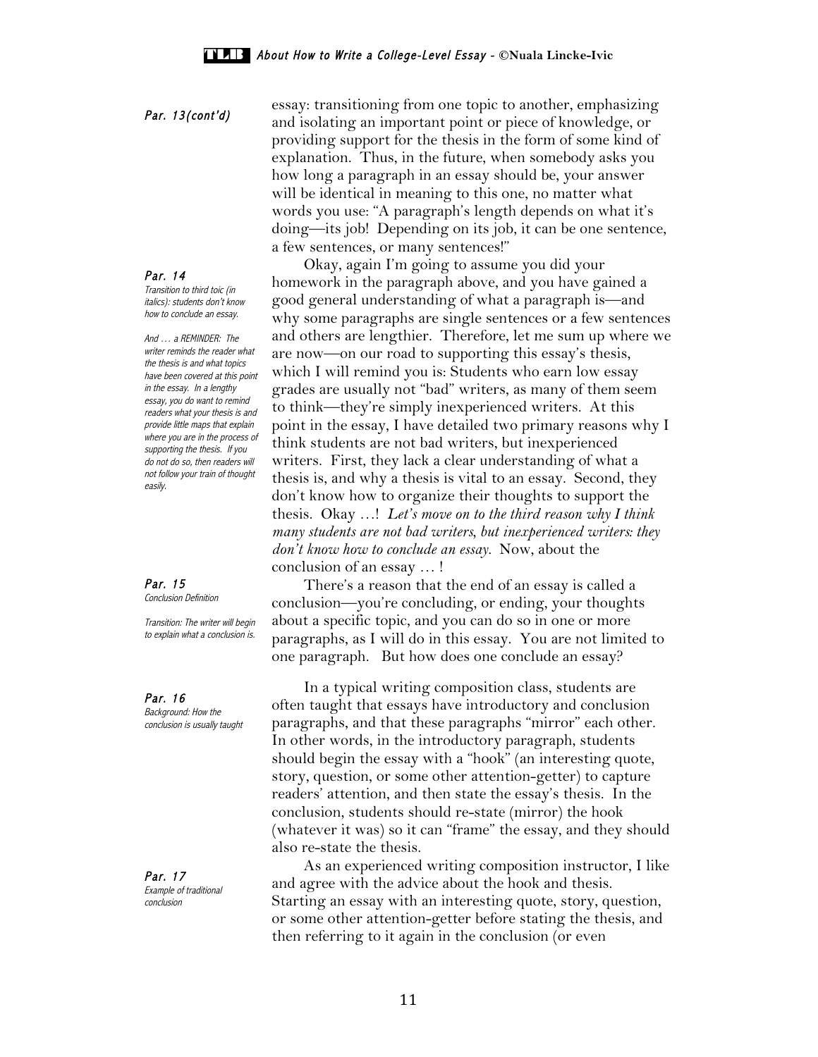*Par. 13(cont'd)*

essay: transitioning from one topic to another, emphasizing and isolating an important point or piece of knowledge, or providing support for the thesis in the form of some kind of explanation. Thus, in the future, when somebody asks you how long a paragraph in an essay should be, your answer will be identical in meaning to this one, no matter what words you use: "A paragraph's length depends on what it's doing—its job! Depending on its job, it can be one sentence, a few sentences, or many sentences!"

*Par. 14*
*Transition to third toic (in italics): students don't know how to conclude an essay.*

*And … a REMINDER: The writer reminds the reader what the thesis is and what topics have been covered at this point in the essay. In a lengthy essay, you do want to remind readers what your thesis is and provide little maps that explain where you are in the process of supporting the thesis. If you do not do so, then readers will not follow your train of thought easily.*

Okay, again I'm going to assume you did your homework in the paragraph above, and you have gained a good general understanding of what a paragraph is—and why some paragraphs are single sentences or a few sentences and others are lengthier. Therefore, let me sum up where we are now—on our road to supporting this essay's thesis, which I will remind you is: Students who earn low essay grades are usually not "bad" writers, as many of them seem to think—they're simply inexperienced writers. At this point in the essay, I have detailed two primary reasons why I think students are not bad writers, but inexperienced writers. First, they lack a clear understanding of what a thesis is, and why a thesis is vital to an essay. Second, they don't know how to organize their thoughts to support the thesis. Okay …! *Let's move on to the third reason why I think many students are not bad writers, but inexperienced writers: they don't know how to conclude an essay.* Now, about the conclusion of an essay … !

*Par. 15*
*Conclusion Definition*

*Transition: The writer will begin to explain what a conclusion is.*

There's a reason that the end of an essay is called a conclusion—you're concluding, or ending, your thoughts about a specific topic, and you can do so in one or more paragraphs, as I will do in this essay. You are not limited to one paragraph. But how does one conclude an essay?

*Par. 16*
*Background: How the conclusion is usually taught*

In a typical writing composition class, students are often taught that essays have introductory and conclusion paragraphs, and that these paragraphs "mirror" each other. In other words, in the introductory paragraph, students should begin the essay with a "hook" (an interesting quote, story, question, or some other attention-getter) to capture readers' attention, and then state the essay's thesis. In the conclusion, students should re-state (mirror) the hook (whatever it was) so it can "frame" the essay, and they should also re-state the thesis.

*Par. 17*
*Example of traditional conclusion*

As an experienced writing composition instructor, I like and agree with the advice about the hook and thesis. Starting an essay with an interesting quote, story, question, or some other attention-getter before stating the thesis, and then referring to it again in the conclusion (or even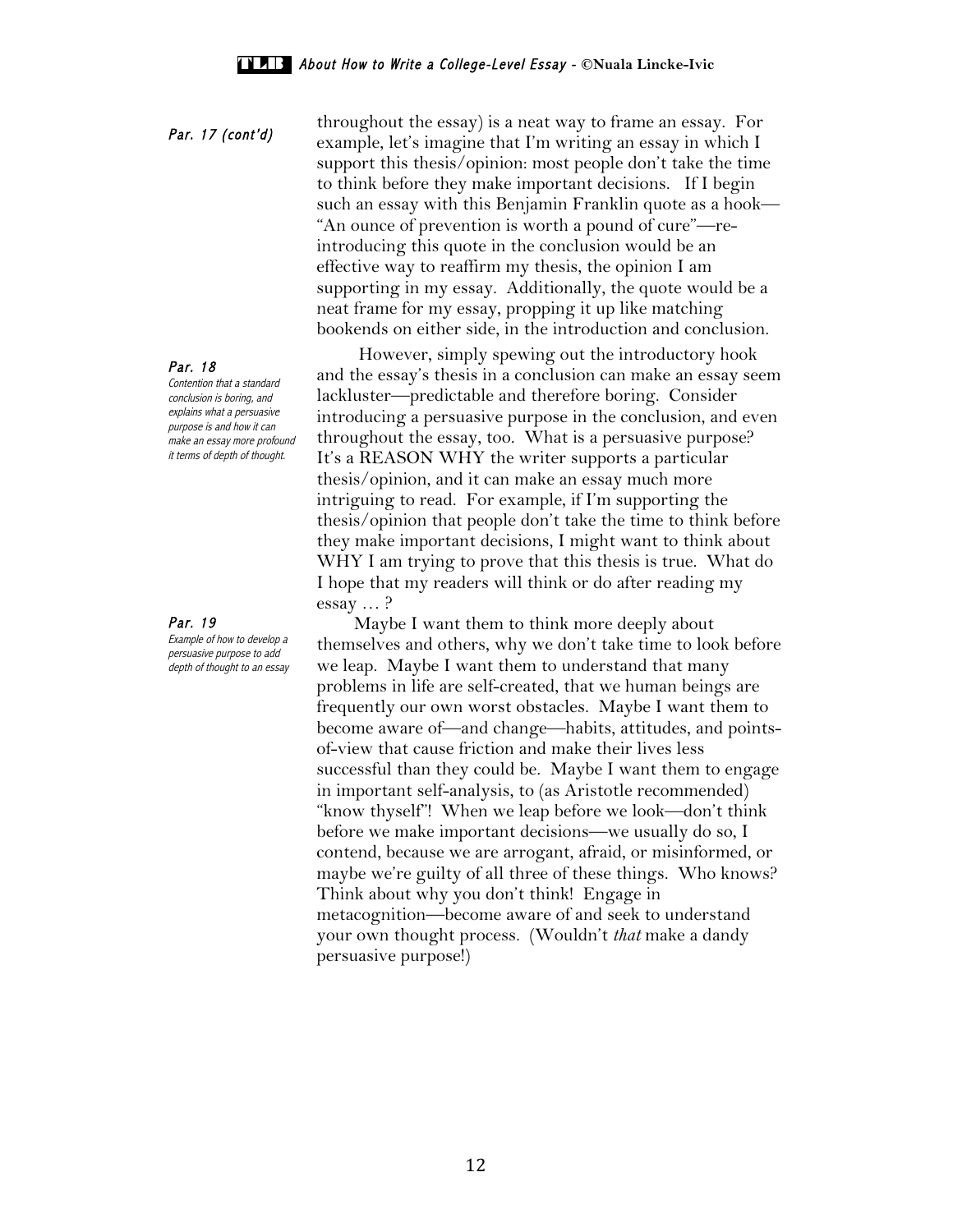*Par. 17 (cont'd)*

throughout the essay) is a neat way to frame an essay. For example, let's imagine that I'm writing an essay in which I support this thesis/opinion: most people don't take the time to think before they make important decisions. If I begin such an essay with this Benjamin Franklin quote as a hook—"An ounce of prevention is worth a pound of cure"—re-introducing this quote in the conclusion would be an effective way to reaffirm my thesis, the opinion I am supporting in my essay. Additionally, the quote would be a neat frame for my essay, propping it up like matching bookends on either side, in the introduction and conclusion.

*Par. 18*

*Contention that a standard conclusion is boring, and explains what a persuasive purpose is and how it can make an essay more profound it terms of depth of thought.*

However, simply spewing out the introductory hook and the essay's thesis in a conclusion can make an essay seem lackluster—predictable and therefore boring. Consider introducing a persuasive purpose in the conclusion, and even throughout the essay, too. What is a persuasive purpose? It's a REASON WHY the writer supports a particular thesis/opinion, and it can make an essay much more intriguing to read. For example, if I'm supporting the thesis/opinion that people don't take the time to think before they make important decisions, I might want to think about WHY I am trying to prove that this thesis is true. What do I hope that my readers will think or do after reading my essay … ?

*Par. 19*

*Example of how to develop a persuasive purpose to add depth of thought to an essay*

Maybe I want them to think more deeply about themselves and others, why we don't take time to look before we leap. Maybe I want them to understand that many problems in life are self-created, that we human beings are frequently our own worst obstacles. Maybe I want them to become aware of—and change—habits, attitudes, and points-of-view that cause friction and make their lives less successful than they could be. Maybe I want them to engage in important self-analysis, to (as Aristotle recommended) "know thyself"! When we leap before we look—don't think before we make important decisions—we usually do so, I contend, because we are arrogant, afraid, or misinformed, or maybe we're guilty of all three of these things. Who knows? Think about why you don't think! Engage in metacognition—become aware of and seek to understand your own thought process. (Wouldn't *that* make a dandy persuasive purpose!)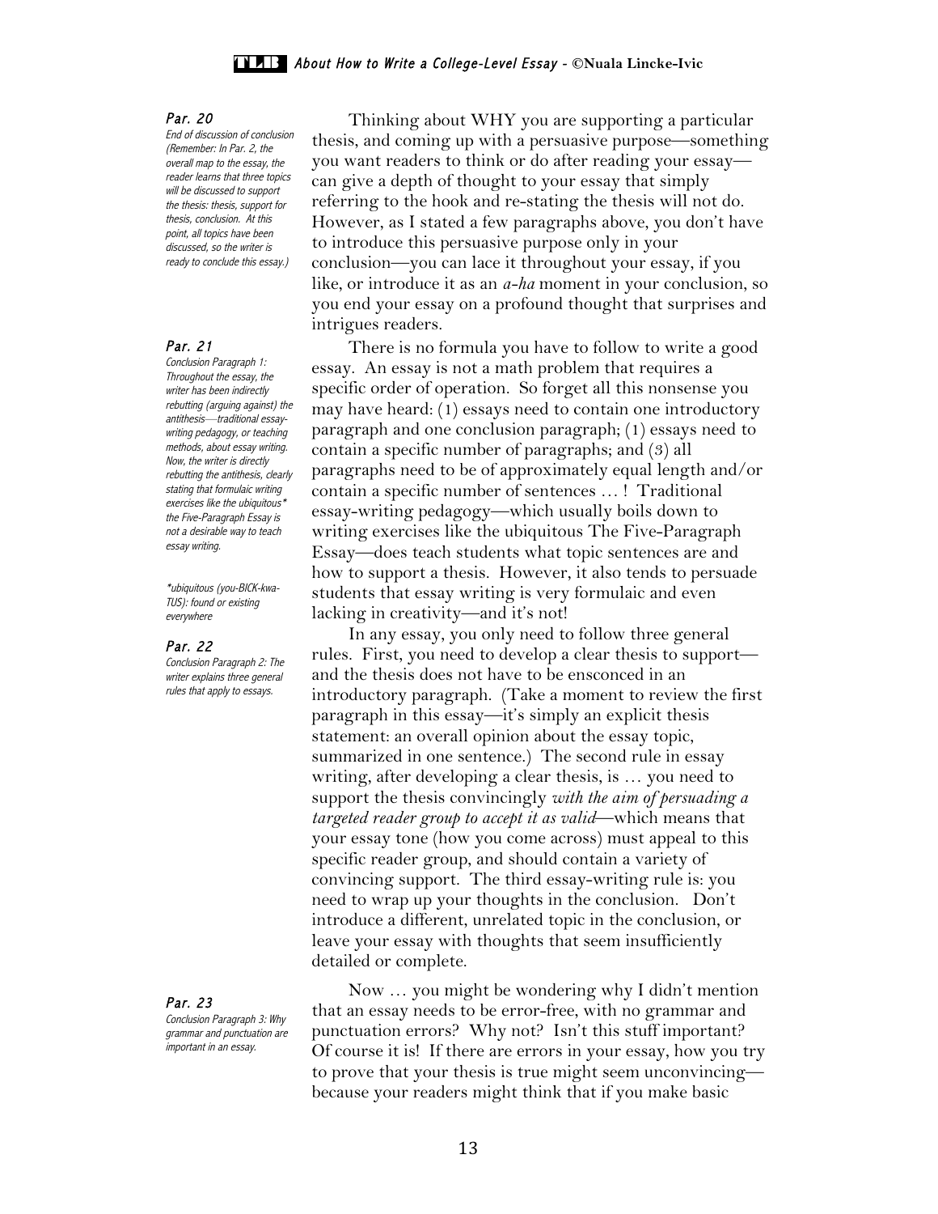*Par. 20*
*End of discussion of conclusion (Remember: In Par. 2, the overall map to the essay, the reader learns that three topics will be discussed to support the thesis: thesis, support for thesis, conclusion. At this point, all topics have been discussed, so the writer is ready to conclude this essay.)*

Thinking about WHY you are supporting a particular thesis, and coming up with a persuasive purpose—something you want readers to think or do after reading your essay—can give a depth of thought to your essay that simply referring to the hook and re-stating the thesis will not do. However, as I stated a few paragraphs above, you don't have to introduce this persuasive purpose only in your conclusion—you can lace it throughout your essay, if you like, or introduce it as an *a-ha* moment in your conclusion, so you end your essay on a profound thought that surprises and intrigues readers.

*Par. 21*
*Conclusion Paragraph 1: Throughout the essay, the writer has been indirectly rebutting (arguing against) the antithesis—traditional essay-writing pedagogy, or teaching methods, about essay writing. Now, the writer is directly rebutting the antithesis, clearly stating that formulaic writing exercises like the ubiquitous* the Five-Paragraph Essay is not a desirable way to teach essay writing.*

**ubiquitous (you-BICK-kwa-TUS): found or existing everywhere*

There is no formula you have to follow to write a good essay. An essay is not a math problem that requires a specific order of operation. So forget all this nonsense you may have heard: (1) essays need to contain one introductory paragraph and one conclusion paragraph; (1) essays need to contain a specific number of paragraphs; and (3) all paragraphs need to be of approximately equal length and/or contain a specific number of sentences … ! Traditional essay-writing pedagogy—which usually boils down to writing exercises like the ubiquitous The Five-Paragraph Essay—does teach students what topic sentences are and how to support a thesis. However, it also tends to persuade students that essay writing is very formulaic and even lacking in creativity—and it's not!

*Par. 22*
*Conclusion Paragraph 2: The writer explains three general rules that apply to essays.*

In any essay, you only need to follow three general rules. First, you need to develop a clear thesis to support—and the thesis does not have to be ensconced in an introductory paragraph. (Take a moment to review the first paragraph in this essay—it's simply an explicit thesis statement: an overall opinion about the essay topic, summarized in one sentence.) The second rule in essay writing, after developing a clear thesis, is … you need to support the thesis convincingly *with the aim of persuading a targeted reader group to accept it as valid*—which means that your essay tone (how you come across) must appeal to this specific reader group, and should contain a variety of convincing support. The third essay-writing rule is: you need to wrap up your thoughts in the conclusion. Don't introduce a different, unrelated topic in the conclusion, or leave your essay with thoughts that seem insufficiently detailed or complete.

*Par. 23*
*Conclusion Paragraph 3: Why grammar and punctuation are important in an essay.*

Now … you might be wondering why I didn't mention that an essay needs to be error-free, with no grammar and punctuation errors? Why not? Isn't this stuff important? Of course it is! If there are errors in your essay, how you try to prove that your thesis is true might seem unconvincing—because your readers might think that if you make basic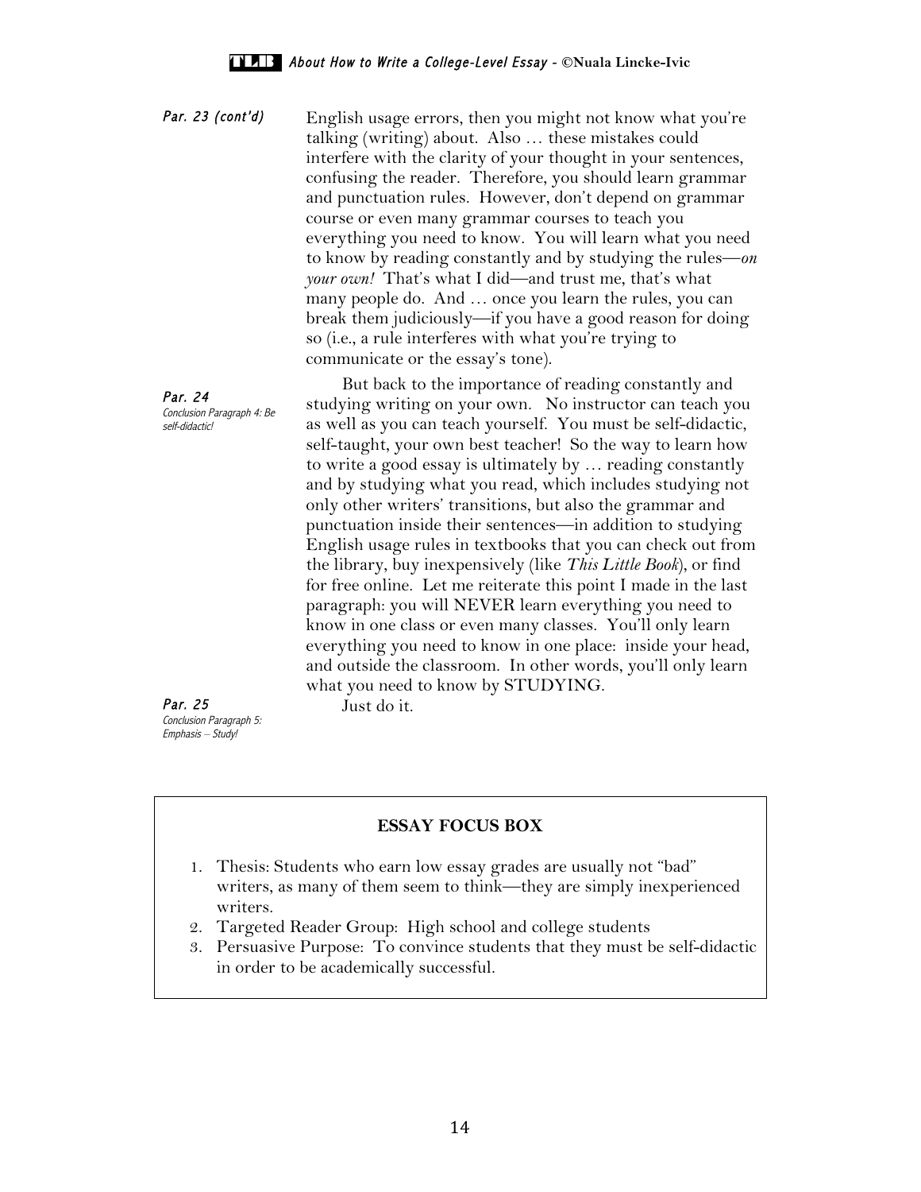*Par. 23 (cont'd)*

English usage errors, then you might not know what you're talking (writing) about. Also … these mistakes could interfere with the clarity of your thought in your sentences, confusing the reader. Therefore, you should learn grammar and punctuation rules. However, don't depend on grammar course or even many grammar courses to teach you everything you need to know. You will learn what you need to know by reading constantly and by studying the rules—*on your own!* That's what I did—and trust me, that's what many people do. And … once you learn the rules, you can break them judiciously—if you have a good reason for doing so (i.e., a rule interferes with what you're trying to communicate or the essay's tone).

*Par. 24*
*Conclusion Paragraph 4: Be self-didactic!*

But back to the importance of reading constantly and studying writing on your own. No instructor can teach you as well as you can teach yourself. You must be self-didactic, self-taught, your own best teacher! So the way to learn how to write a good essay is ultimately by … reading constantly and by studying what you read, which includes studying not only other writers' transitions, but also the grammar and punctuation inside their sentences—in addition to studying English usage rules in textbooks that you can check out from the library, buy inexpensively (like *This Little Book*), or find for free online. Let me reiterate this point I made in the last paragraph: you will NEVER learn everything you need to know in one class or even many classes. You'll only learn everything you need to know in one place: inside your head, and outside the classroom. In other words, you'll only learn what you need to know by STUDYING.

*Par. 25*
*Conclusion Paragraph 5: Emphasis – Study!*

Just do it.

**ESSAY FOCUS BOX**

1. Thesis: Students who earn low essay grades are usually not "bad" writers, as many of them seem to think—they are simply inexperienced writers.
2. Targeted Reader Group: High school and college students
3. Persuasive Purpose: To convince students that they must be self-didactic in order to be academically successful.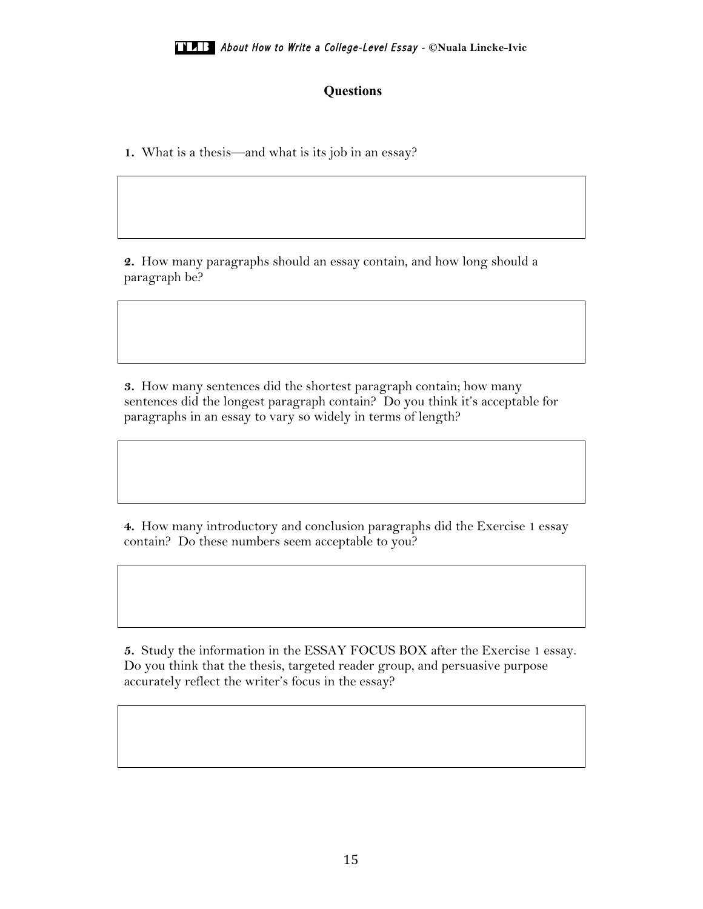## Questions

**1.** What is a thesis—and what is its job in an essay?

**2.** How many paragraphs should an essay contain, and how long should a paragraph be?

**3.** How many sentences did the shortest paragraph contain; how many sentences did the longest paragraph contain? Do you think it's acceptable for paragraphs in an essay to vary so widely in terms of length?

**4.** How many introductory and conclusion paragraphs did the Exercise 1 essay contain? Do these numbers seem acceptable to you?

**5.** Study the information in the ESSAY FOCUS BOX after the Exercise 1 essay. Do you think that the thesis, targeted reader group, and persuasive purpose accurately reflect the writer's focus in the essay?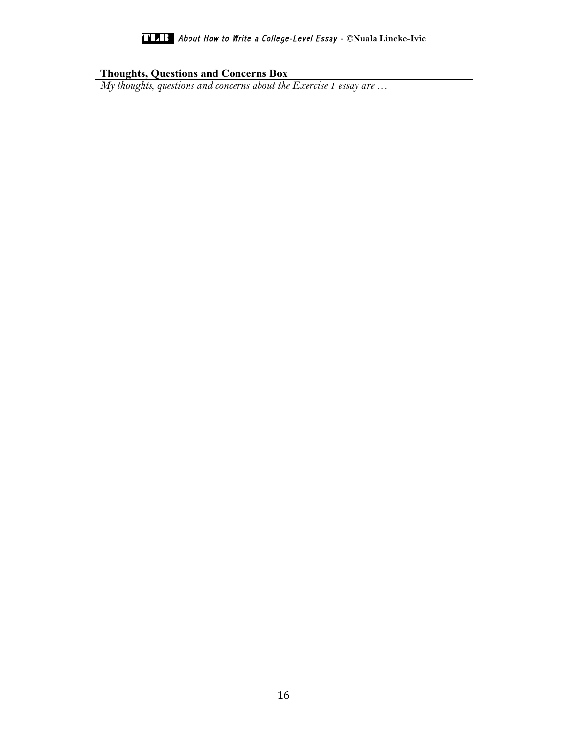**Thoughts, Questions and Concerns Box**

*My thoughts, questions and concerns about the Exercise 1 essay are …*